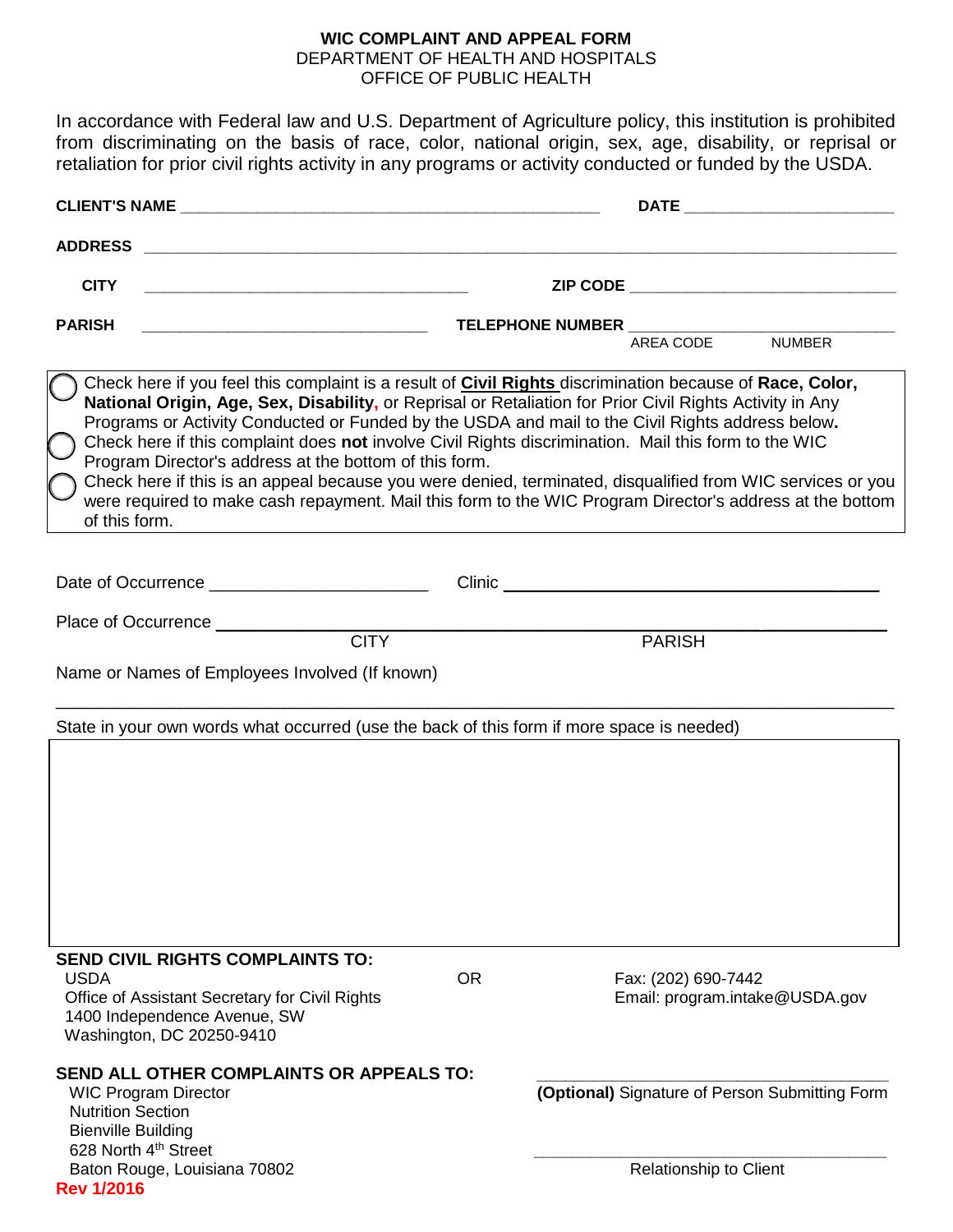# WIC COMPLAINT AND APPEAL FORM

DEPARTMENT OF HEALTH AND HOSPITALS
OFFICE OF PUBLIC HEALTH

In accordance with Federal law and U.S. Department of Agriculture policy, this institution is prohibited from discriminating on the basis of race, color, national origin, sex, age, disability, or reprisal or retaliation for prior civil rights activity in any programs or activity conducted or funded by the USDA.

**CLIENT'S NAME** ______________________________ **DATE** ______________________

**ADDRESS** ______________________________________________________________

**CITY** ______________________________ **ZIP CODE** ______________________________

**PARISH** ______________________________ **TELEPHONE NUMBER** ______________________________
AREA CODE NUMBER

- ◯ Check here if you feel this complaint is a result of **Civil Rights** discrimination because of **Race, Color, National Origin, Age, Sex, Disability,** or Reprisal or Retaliation for Prior Civil Rights Activity in Any Programs or Activity Conducted or Funded by the USDA and mail to the Civil Rights address below.
- ◯ Check here if this complaint does **not** involve Civil Rights discrimination. Mail this form to the WIC Program Director's address at the bottom of this form.
- ◯ Check here if this is an appeal because you were denied, terminated, disqualified from WIC services or you were required to make cash repayment. Mail this form to the WIC Program Director's address at the bottom of this form.

Date of Occurrence ______________________ Clinic ______________________________

Place of Occurrence ______________________________________________________________
CITY PARISH

Name or Names of Employees Involved (If known)

______________________________________________________________

State in your own words what occurred (use the back of this form if more space is needed)

**SEND CIVIL RIGHTS COMPLAINTS TO:**
USDA
Office of Assistant Secretary for Civil Rights
1400 Independence Avenue, SW
Washington, DC 20250-9410

OR

Fax: (202) 690-7442
Email: program.intake@USDA.gov

**SEND ALL OTHER COMPLAINTS OR APPEALS TO:**
WIC Program Director
Nutrition Section
Bienville Building
628 North 4th Street
Baton Rouge, Louisiana 70802

______________________________
**(Optional)** Signature of Person Submitting Form

______________________________
Relationship to Client

**Rev 1/2016**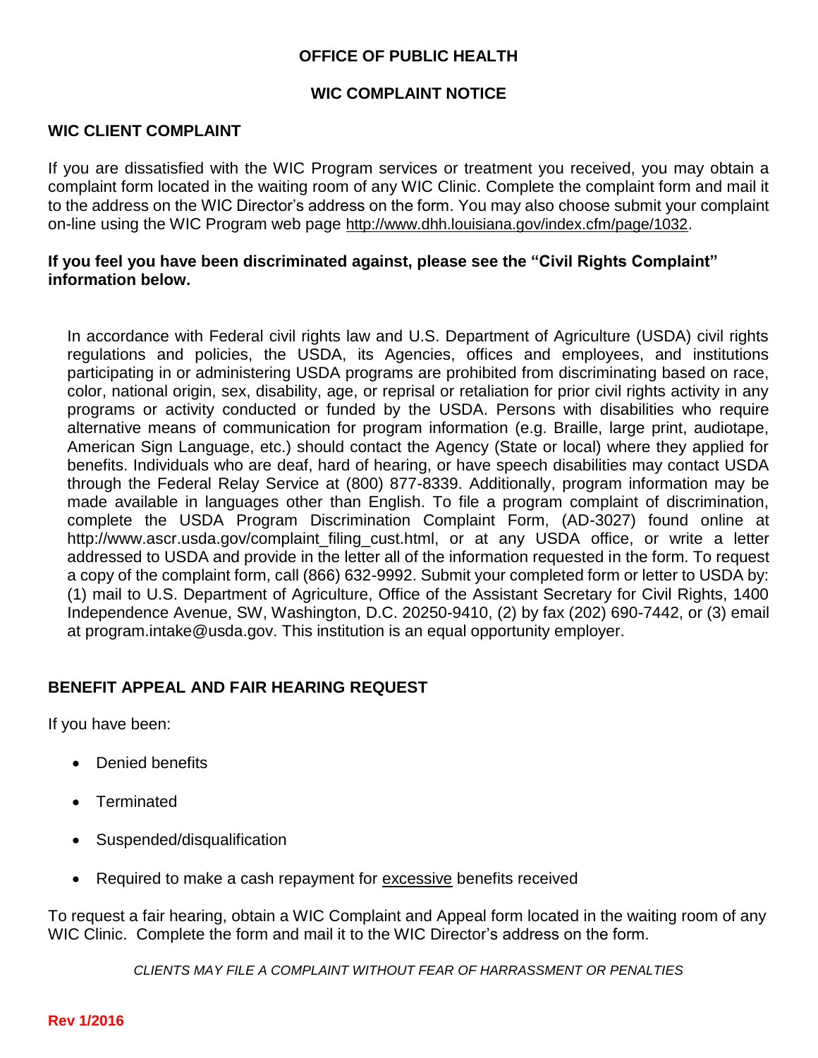# OFFICE OF PUBLIC HEALTH

## WIC COMPLAINT NOTICE

### WIC CLIENT COMPLAINT

If you are dissatisfied with the WIC Program services or treatment you received, you may obtain a complaint form located in the waiting room of any WIC Clinic. Complete the complaint form and mail it to the address on the WIC Director's address on the form. You may also choose submit your complaint on-line using the WIC Program web page http://www.dhh.louisiana.gov/index.cfm/page/1032.

**If you feel you have been discriminated against, please see the "Civil Rights Complaint" information below.**

In accordance with Federal civil rights law and U.S. Department of Agriculture (USDA) civil rights regulations and policies, the USDA, its Agencies, offices and employees, and institutions participating in or administering USDA programs are prohibited from discriminating based on race, color, national origin, sex, disability, age, or reprisal or retaliation for prior civil rights activity in any programs or activity conducted or funded by the USDA. Persons with disabilities who require alternative means of communication for program information (e.g. Braille, large print, audiotape, American Sign Language, etc.) should contact the Agency (State or local) where they applied for benefits. Individuals who are deaf, hard of hearing, or have speech disabilities may contact USDA through the Federal Relay Service at (800) 877-8339. Additionally, program information may be made available in languages other than English. To file a program complaint of discrimination, complete the USDA Program Discrimination Complaint Form, (AD-3027) found online at http://www.ascr.usda.gov/complaint_filing_cust.html, or at any USDA office, or write a letter addressed to USDA and provide in the letter all of the information requested in the form. To request a copy of the complaint form, call (866) 632-9992. Submit your completed form or letter to USDA by: (1) mail to U.S. Department of Agriculture, Office of the Assistant Secretary for Civil Rights, 1400 Independence Avenue, SW, Washington, D.C. 20250-9410, (2) by fax (202) 690-7442, or (3) email at program.intake@usda.gov. This institution is an equal opportunity employer.

### BENEFIT APPEAL AND FAIR HEARING REQUEST

If you have been:

- Denied benefits
- Terminated
- Suspended/disqualification
- Required to make a cash repayment for excessive benefits received

To request a fair hearing, obtain a WIC Complaint and Appeal form located in the waiting room of any WIC Clinic. Complete the form and mail it to the WIC Director's address on the form.

*CLIENTS MAY FILE A COMPLAINT WITHOUT FEAR OF HARRASSMENT OR PENALTIES*

**Rev 1/2016**